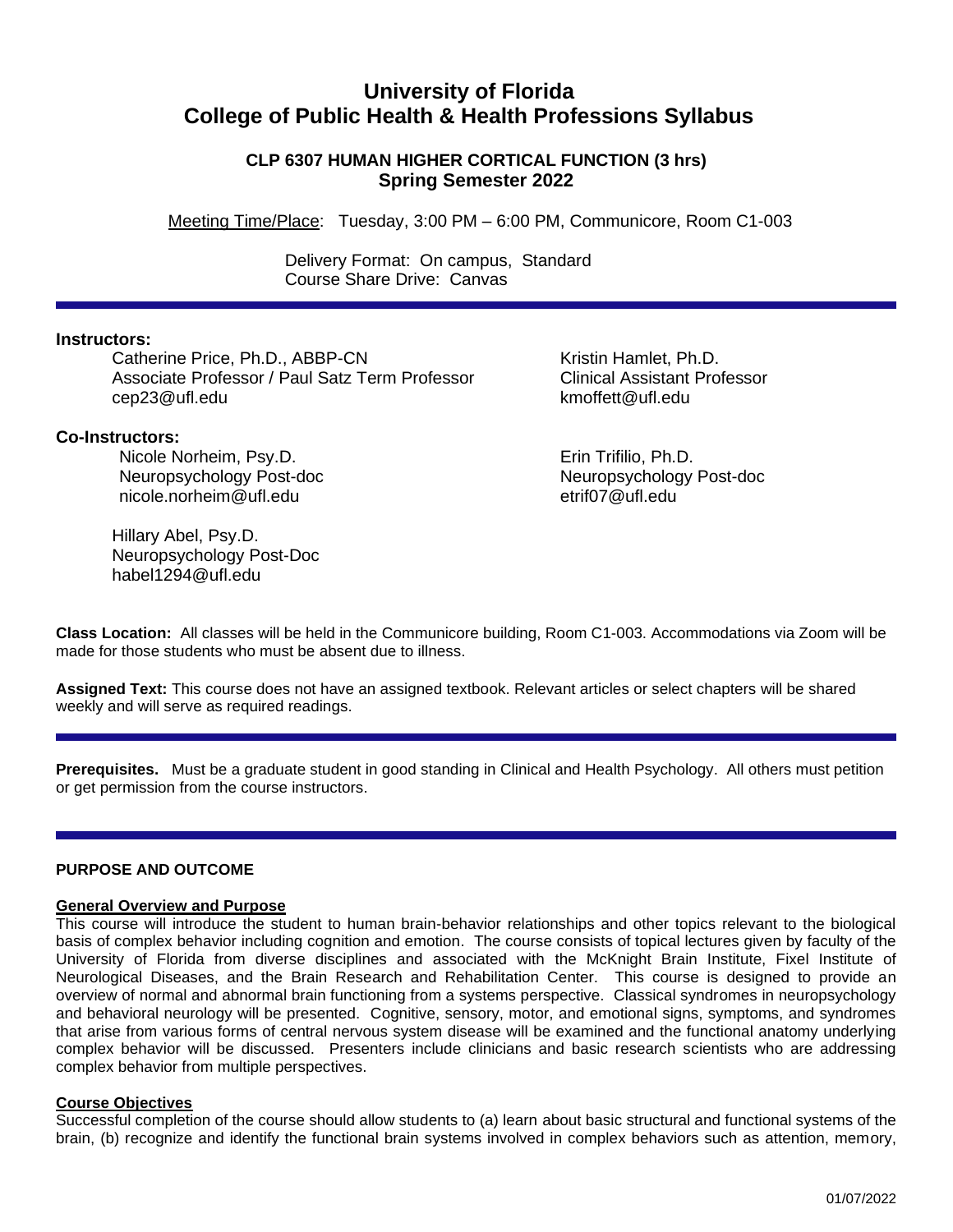# University of Florida
# College of Public Health & Health Professions Syllabus

### CLP 6307 HUMAN HIGHER CORTICAL FUNCTION (3 hrs)
### Spring Semester 2022

Meeting Time/Place: Tuesday, 3:00 PM – 6:00 PM, Communicore, Room C1-003

Delivery Format: On campus, Standard
Course Share Drive: Canvas

**Instructors:**

Catherine Price, Ph.D., ABBP-CN
Associate Professor / Paul Satz Term Professor
cep23@ufl.edu

Kristin Hamlet, Ph.D.
Clinical Assistant Professor
kmoffett@ufl.edu

**Co-Instructors:**

Nicole Norheim, Psy.D.
Neuropsychology Post-doc
nicole.norheim@ufl.edu

Erin Trifilio, Ph.D.
Neuropsychology Post-doc
etrif07@ufl.edu

Hillary Abel, Psy.D.
Neuropsychology Post-Doc
habel1294@ufl.edu

**Class Location:** All classes will be held in the Communicore building, Room C1-003. Accommodations via Zoom will be made for those students who must be absent due to illness.

**Assigned Text:** This course does not have an assigned textbook. Relevant articles or select chapters will be shared weekly and will serve as required readings.

**Prerequisites.** Must be a graduate student in good standing in Clinical and Health Psychology. All others must petition or get permission from the course instructors.

## PURPOSE AND OUTCOME

### General Overview and Purpose

This course will introduce the student to human brain-behavior relationships and other topics relevant to the biological basis of complex behavior including cognition and emotion. The course consists of topical lectures given by faculty of the University of Florida from diverse disciplines and associated with the McKnight Brain Institute, Fixel Institute of Neurological Diseases, and the Brain Research and Rehabilitation Center. This course is designed to provide an overview of normal and abnormal brain functioning from a systems perspective. Classical syndromes in neuropsychology and behavioral neurology will be presented. Cognitive, sensory, motor, and emotional signs, symptoms, and syndromes that arise from various forms of central nervous system disease will be examined and the functional anatomy underlying complex behavior will be discussed. Presenters include clinicians and basic research scientists who are addressing complex behavior from multiple perspectives.

### Course Objectives

Successful completion of the course should allow students to (a) learn about basic structural and functional systems of the brain, (b) recognize and identify the functional brain systems involved in complex behaviors such as attention, memory,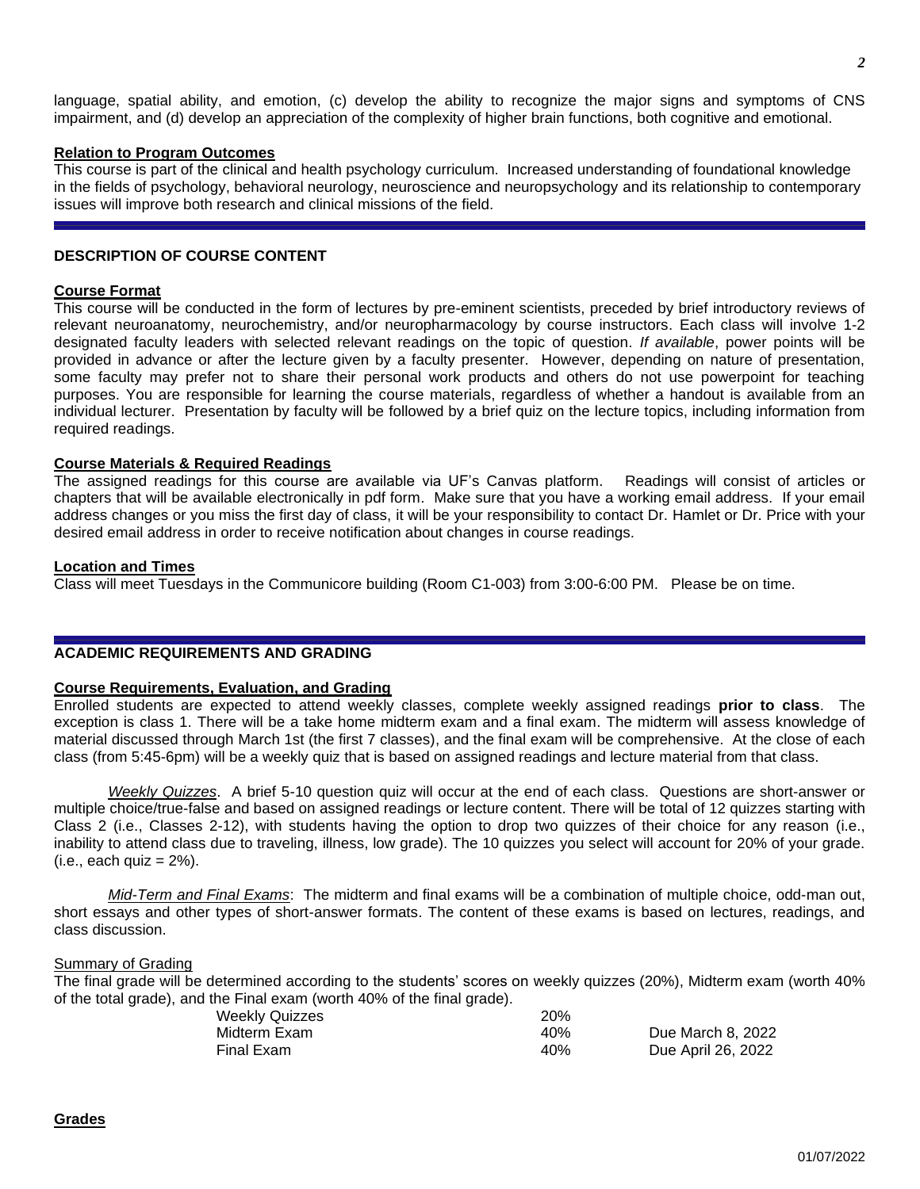language, spatial ability, and emotion, (c) develop the ability to recognize the major signs and symptoms of CNS impairment, and (d) develop an appreciation of the complexity of higher brain functions, both cognitive and emotional.

**Relation to Program Outcomes**

This course is part of the clinical and health psychology curriculum. Increased understanding of foundational knowledge in the fields of psychology, behavioral neurology, neuroscience and neuropsychology and its relationship to contemporary issues will improve both research and clinical missions of the field.

## DESCRIPTION OF COURSE CONTENT

**Course Format**

This course will be conducted in the form of lectures by pre-eminent scientists, preceded by brief introductory reviews of relevant neuroanatomy, neurochemistry, and/or neuropharmacology by course instructors. Each class will involve 1-2 designated faculty leaders with selected relevant readings on the topic of question. *If available*, power points will be provided in advance or after the lecture given by a faculty presenter. However, depending on nature of presentation, some faculty may prefer not to share their personal work products and others do not use powerpoint for teaching purposes. You are responsible for learning the course materials, regardless of whether a handout is available from an individual lecturer. Presentation by faculty will be followed by a brief quiz on the lecture topics, including information from required readings.

**Course Materials & Required Readings**

The assigned readings for this course are available via UF's Canvas platform. Readings will consist of articles or chapters that will be available electronically in pdf form. Make sure that you have a working email address. If your email address changes or you miss the first day of class, it will be your responsibility to contact Dr. Hamlet or Dr. Price with your desired email address in order to receive notification about changes in course readings.

**Location and Times**

Class will meet Tuesdays in the Communicore building (Room C1-003) from 3:00-6:00 PM. Please be on time.

## ACADEMIC REQUIREMENTS AND GRADING

**Course Requirements, Evaluation, and Grading**

Enrolled students are expected to attend weekly classes, complete weekly assigned readings **prior to class**. The exception is class 1. There will be a take home midterm exam and a final exam. The midterm will assess knowledge of material discussed through March 1st (the first 7 classes), and the final exam will be comprehensive. At the close of each class (from 5:45-6pm) will be a weekly quiz that is based on assigned readings and lecture material from that class.

*Weekly Quizzes*. A brief 5-10 question quiz will occur at the end of each class. Questions are short-answer or multiple choice/true-false and based on assigned readings or lecture content. There will be total of 12 quizzes starting with Class 2 (i.e., Classes 2-12), with students having the option to drop two quizzes of their choice for any reason (i.e., inability to attend class due to traveling, illness, low grade). The 10 quizzes you select will account for 20% of your grade. (i.e., each quiz = 2%).

*Mid-Term and Final Exams*: The midterm and final exams will be a combination of multiple choice, odd-man out, short essays and other types of short-answer formats. The content of these exams is based on lectures, readings, and class discussion.

Summary of Grading

The final grade will be determined according to the students' scores on weekly quizzes (20%), Midterm exam (worth 40% of the total grade), and the Final exam (worth 40% of the final grade).

| | | |
|---|---|---|
| Weekly Quizzes | 20% | |
| Midterm Exam | 40% | Due March 8, 2022 |
| Final Exam | 40% | Due April 26, 2022 |

**Grades**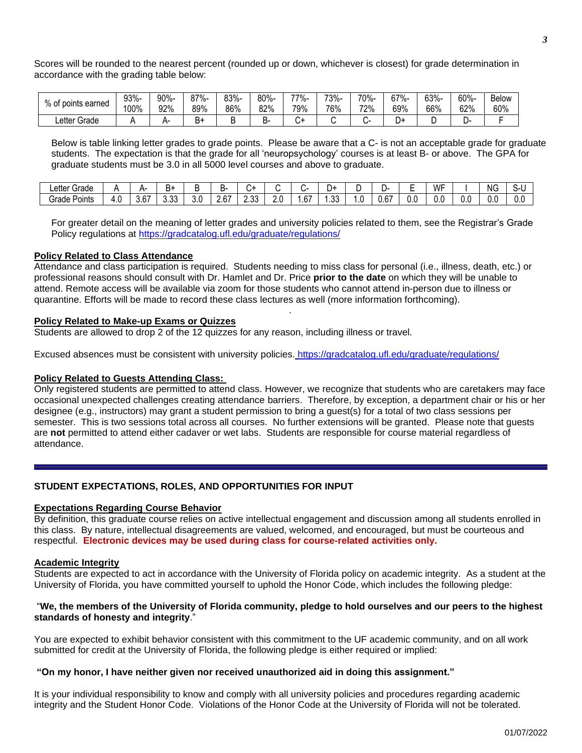Scores will be rounded to the nearest percent (rounded up or down, whichever is closest) for grade determination in accordance with the grading table below:

| % of points earned | 93%-100% | 90%-92% | 87%-89% | 83%-86% | 80%-82% | 77%-79% | 73%-76% | 70%-72% | 67%-69% | 63%-66% | 60%-62% | Below 60% |
|---|---|---|---|---|---|---|---|---|---|---|---|---|
| Letter Grade | A | A- | B+ | B | B- | C+ | C | C- | D+ | D | D- | F |

Below is table linking letter grades to grade points. Please be aware that a C- is not an acceptable grade for graduate students. The expectation is that the grade for all 'neuropsychology' courses is at least B- or above. The GPA for graduate students must be 3.0 in all 5000 level courses and above to graduate.

| Letter Grade | A | A- | B+ | B | B- | C+ | C | C- | D+ | D | D- | E | WF | I | NG | S-U |
|---|---|---|---|---|---|---|---|---|---|---|---|---|---|---|---|---|
| Grade Points | 4.0 | 3.67 | 3.33 | 3.0 | 2.67 | 2.33 | 2.0 | 1.67 | 1.33 | 1.0 | 0.67 | 0.0 | 0.0 | 0.0 | 0.0 | 0.0 |

For greater detail on the meaning of letter grades and university policies related to them, see the Registrar's Grade Policy regulations at https://gradcatalog.ufl.edu/graduate/regulations/

**Policy Related to Class Attendance**

Attendance and class participation is required. Students needing to miss class for personal (i.e., illness, death, etc.) or professional reasons should consult with Dr. Hamlet and Dr. Price **prior to the date** on which they will be unable to attend. Remote access will be available via zoom for those students who cannot attend in-person due to illness or quarantine. Efforts will be made to record these class lectures as well (more information forthcoming).

**Policy Related to Make-up Exams or Quizzes**

Students are allowed to drop 2 of the 12 quizzes for any reason, including illness or travel.

Excused absences must be consistent with university policies. https://gradcatalog.ufl.edu/graduate/regulations/

**Policy Related to Guests Attending Class:**

Only registered students are permitted to attend class. However, we recognize that students who are caretakers may face occasional unexpected challenges creating attendance barriers. Therefore, by exception, a department chair or his or her designee (e.g., instructors) may grant a student permission to bring a guest(s) for a total of two class sessions per semester. This is two sessions total across all courses. No further extensions will be granted. Please note that guests are **not** permitted to attend either cadaver or wet labs. Students are responsible for course material regardless of attendance.

## STUDENT EXPECTATIONS, ROLES, AND OPPORTUNITIES FOR INPUT

**Expectations Regarding Course Behavior**

By definition, this graduate course relies on active intellectual engagement and discussion among all students enrolled in this class. By nature, intellectual disagreements are valued, welcomed, and encouraged, but must be courteous and respectful. **Electronic devices may be used during class for course-related activities only.**

**Academic Integrity**

Students are expected to act in accordance with the University of Florida policy on academic integrity. As a student at the University of Florida, you have committed yourself to uphold the Honor Code, which includes the following pledge:

"**We, the members of the University of Florida community, pledge to hold ourselves and our peers to the highest standards of honesty and integrity**."

You are expected to exhibit behavior consistent with this commitment to the UF academic community, and on all work submitted for credit at the University of Florida, the following pledge is either required or implied:

**"On my honor, I have neither given nor received unauthorized aid in doing this assignment."**

It is your individual responsibility to know and comply with all university policies and procedures regarding academic integrity and the Student Honor Code. Violations of the Honor Code at the University of Florida will not be tolerated.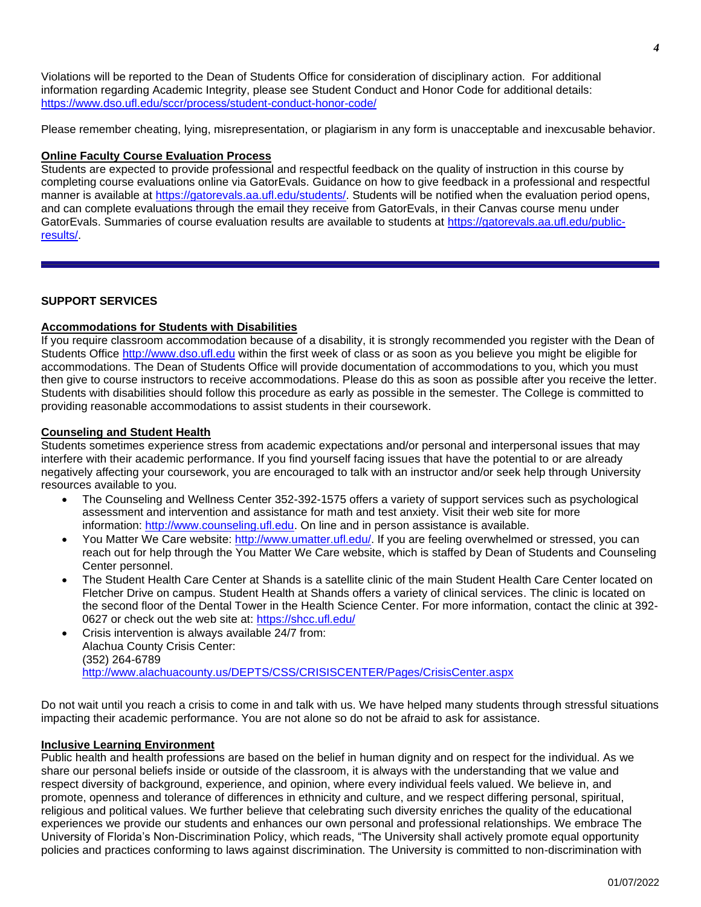Violations will be reported to the Dean of Students Office for consideration of disciplinary action. For additional information regarding Academic Integrity, please see Student Conduct and Honor Code for additional details: https://www.dso.ufl.edu/sccr/process/student-conduct-honor-code/

Please remember cheating, lying, misrepresentation, or plagiarism in any form is unacceptable and inexcusable behavior.

**Online Faculty Course Evaluation Process**

Students are expected to provide professional and respectful feedback on the quality of instruction in this course by completing course evaluations online via GatorEvals. Guidance on how to give feedback in a professional and respectful manner is available at https://gatorevals.aa.ufl.edu/students/. Students will be notified when the evaluation period opens, and can complete evaluations through the email they receive from GatorEvals, in their Canvas course menu under GatorEvals. Summaries of course evaluation results are available to students at https://gatorevals.aa.ufl.edu/public-results/.

---

## SUPPORT SERVICES

**Accommodations for Students with Disabilities**

If you require classroom accommodation because of a disability, it is strongly recommended you register with the Dean of Students Office http://www.dso.ufl.edu within the first week of class or as soon as you believe you might be eligible for accommodations. The Dean of Students Office will provide documentation of accommodations to you, which you must then give to course instructors to receive accommodations. Please do this as soon as possible after you receive the letter. Students with disabilities should follow this procedure as early as possible in the semester. The College is committed to providing reasonable accommodations to assist students in their coursework.

**Counseling and Student Health**

Students sometimes experience stress from academic expectations and/or personal and interpersonal issues that may interfere with their academic performance. If you find yourself facing issues that have the potential to or are already negatively affecting your coursework, you are encouraged to talk with an instructor and/or seek help through University resources available to you.

- The Counseling and Wellness Center 352-392-1575 offers a variety of support services such as psychological assessment and intervention and assistance for math and test anxiety. Visit their web site for more information: http://www.counseling.ufl.edu. On line and in person assistance is available.
- You Matter We Care website: http://www.umatter.ufl.edu/. If you are feeling overwhelmed or stressed, you can reach out for help through the You Matter We Care website, which is staffed by Dean of Students and Counseling Center personnel.
- The Student Health Care Center at Shands is a satellite clinic of the main Student Health Care Center located on Fletcher Drive on campus. Student Health at Shands offers a variety of clinical services. The clinic is located on the second floor of the Dental Tower in the Health Science Center. For more information, contact the clinic at 392-0627 or check out the web site at: https://shcc.ufl.edu/
- Crisis intervention is always available 24/7 from:
  Alachua County Crisis Center:
  (352) 264-6789
  http://www.alachuacounty.us/DEPTS/CSS/CRISISCENTER/Pages/CrisisCenter.aspx

Do not wait until you reach a crisis to come in and talk with us. We have helped many students through stressful situations impacting their academic performance. You are not alone so do not be afraid to ask for assistance.

**Inclusive Learning Environment**

Public health and health professions are based on the belief in human dignity and on respect for the individual. As we share our personal beliefs inside or outside of the classroom, it is always with the understanding that we value and respect diversity of background, experience, and opinion, where every individual feels valued. We believe in, and promote, openness and tolerance of differences in ethnicity and culture, and we respect differing personal, spiritual, religious and political values. We further believe that celebrating such diversity enriches the quality of the educational experiences we provide our students and enhances our own personal and professional relationships. We embrace The University of Florida's Non-Discrimination Policy, which reads, "The University shall actively promote equal opportunity policies and practices conforming to laws against discrimination. The University is committed to non-discrimination with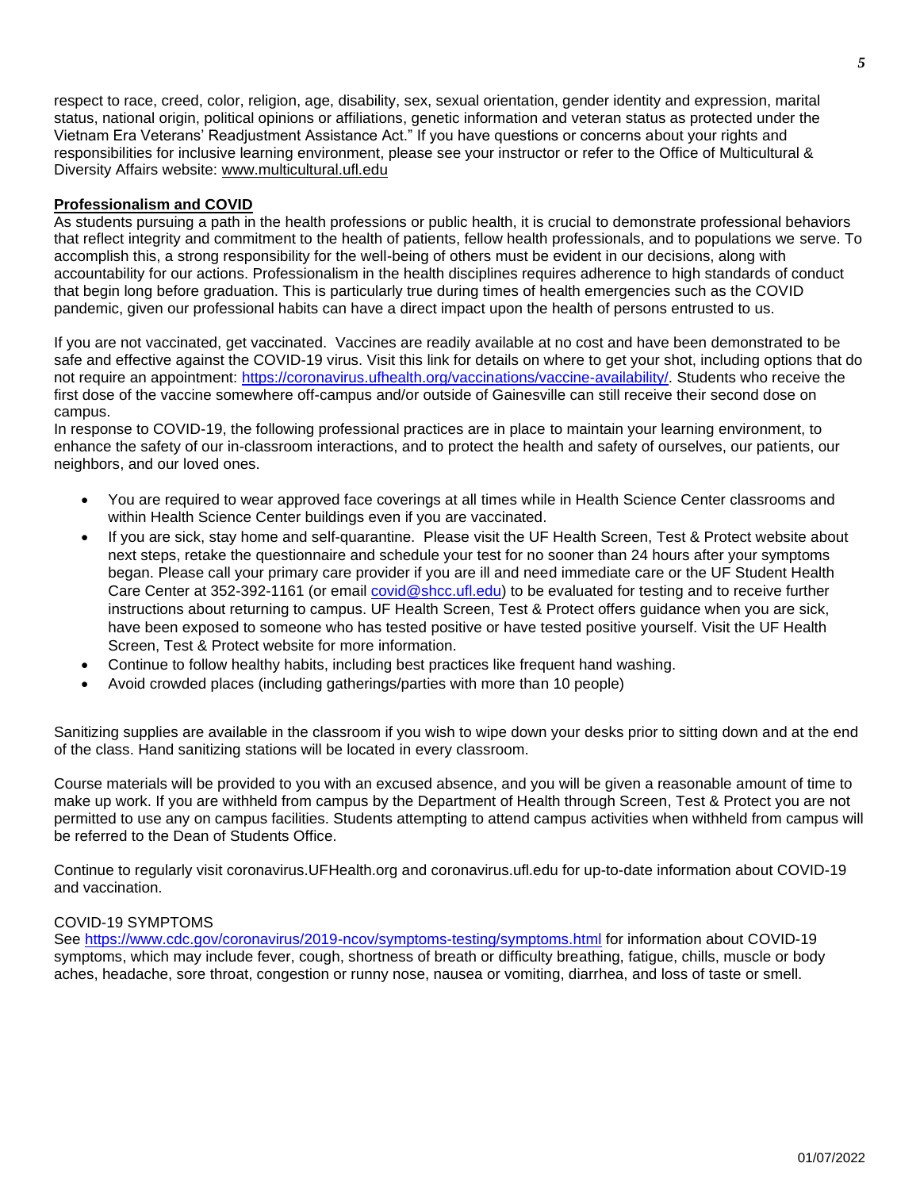respect to race, creed, color, religion, age, disability, sex, sexual orientation, gender identity and expression, marital status, national origin, political opinions or affiliations, genetic information and veteran status as protected under the Vietnam Era Veterans' Readjustment Assistance Act." If you have questions or concerns about your rights and responsibilities for inclusive learning environment, please see your instructor or refer to the Office of Multicultural & Diversity Affairs website: www.multicultural.ufl.edu

**Professionalism and COVID**

As students pursuing a path in the health professions or public health, it is crucial to demonstrate professional behaviors that reflect integrity and commitment to the health of patients, fellow health professionals, and to populations we serve. To accomplish this, a strong responsibility for the well-being of others must be evident in our decisions, along with accountability for our actions. Professionalism in the health disciplines requires adherence to high standards of conduct that begin long before graduation. This is particularly true during times of health emergencies such as the COVID pandemic, given our professional habits can have a direct impact upon the health of persons entrusted to us.

If you are not vaccinated, get vaccinated. Vaccines are readily available at no cost and have been demonstrated to be safe and effective against the COVID-19 virus. Visit this link for details on where to get your shot, including options that do not require an appointment: https://coronavirus.ufhealth.org/vaccinations/vaccine-availability/. Students who receive the first dose of the vaccine somewhere off-campus and/or outside of Gainesville can still receive their second dose on campus.

In response to COVID-19, the following professional practices are in place to maintain your learning environment, to enhance the safety of our in-classroom interactions, and to protect the health and safety of ourselves, our patients, our neighbors, and our loved ones.

- You are required to wear approved face coverings at all times while in Health Science Center classrooms and within Health Science Center buildings even if you are vaccinated.
- If you are sick, stay home and self-quarantine. Please visit the UF Health Screen, Test & Protect website about next steps, retake the questionnaire and schedule your test for no sooner than 24 hours after your symptoms began. Please call your primary care provider if you are ill and need immediate care or the UF Student Health Care Center at 352-392-1161 (or email covid@shcc.ufl.edu) to be evaluated for testing and to receive further instructions about returning to campus. UF Health Screen, Test & Protect offers guidance when you are sick, have been exposed to someone who has tested positive or have tested positive yourself. Visit the UF Health Screen, Test & Protect website for more information.
- Continue to follow healthy habits, including best practices like frequent hand washing.
- Avoid crowded places (including gatherings/parties with more than 10 people)

Sanitizing supplies are available in the classroom if you wish to wipe down your desks prior to sitting down and at the end of the class. Hand sanitizing stations will be located in every classroom.

Course materials will be provided to you with an excused absence, and you will be given a reasonable amount of time to make up work. If you are withheld from campus by the Department of Health through Screen, Test & Protect you are not permitted to use any on campus facilities. Students attempting to attend campus activities when withheld from campus will be referred to the Dean of Students Office.

Continue to regularly visit coronavirus.UFHealth.org and coronavirus.ufl.edu for up-to-date information about COVID-19 and vaccination.

COVID-19 SYMPTOMS

See https://www.cdc.gov/coronavirus/2019-ncov/symptoms-testing/symptoms.html for information about COVID-19 symptoms, which may include fever, cough, shortness of breath or difficulty breathing, fatigue, chills, muscle or body aches, headache, sore throat, congestion or runny nose, nausea or vomiting, diarrhea, and loss of taste or smell.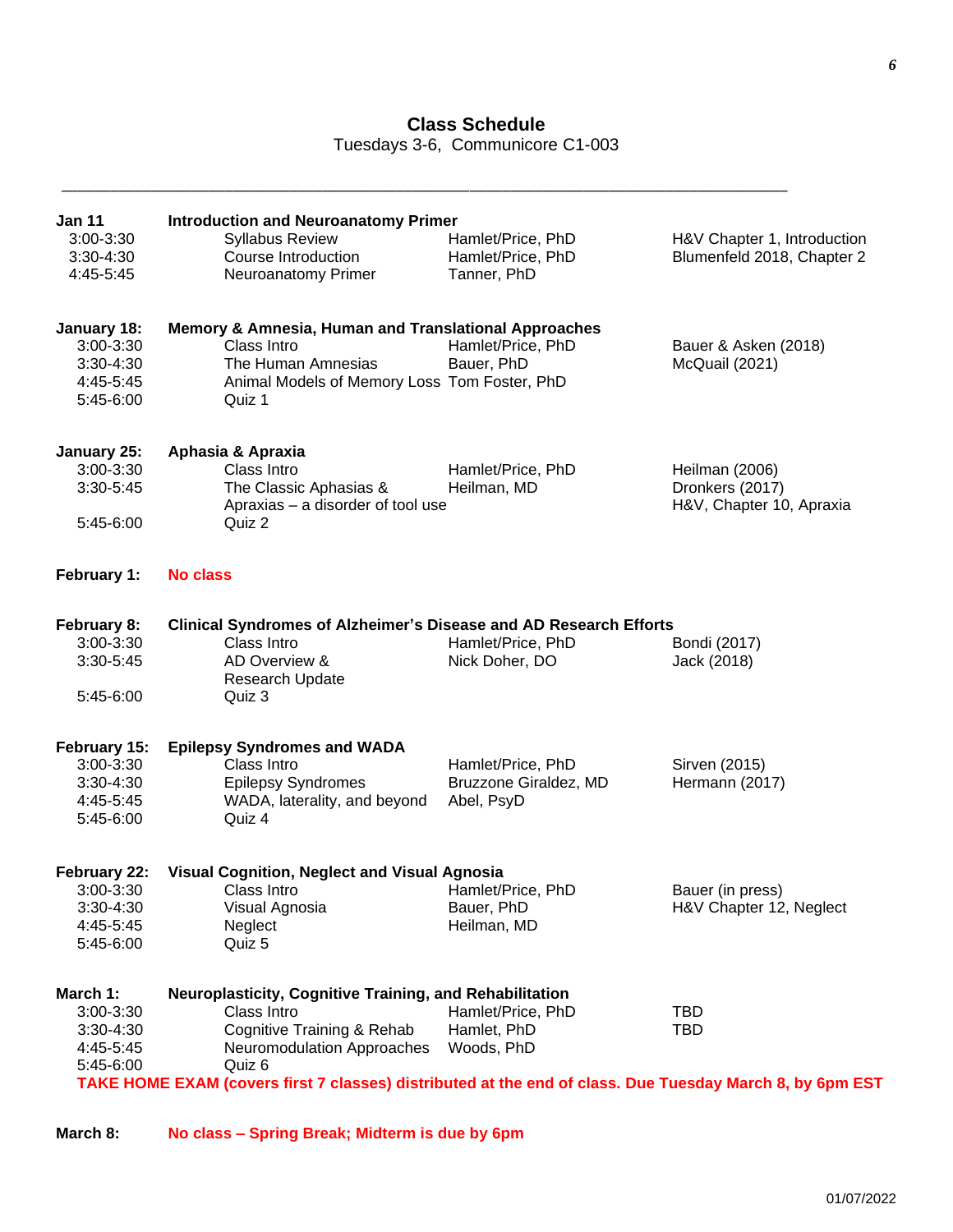## Class Schedule

Tuesdays 3-6, Communicore C1-003

---

**Jan 11** — **Introduction and Neuroanatomy Primer**

| Time | Topic | Presenter | Reading |
|---|---|---|---|
| 3:00-3:30 | Syllabus Review | Hamlet/Price, PhD | H&V Chapter 1, Introduction |
| 3:30-4:30 | Course Introduction | Hamlet/Price, PhD | Blumenfeld 2018, Chapter 2 |
| 4:45-5:45 | Neuroanatomy Primer | Tanner, PhD | |

**January 18:** — **Memory & Amnesia, Human and Translational Approaches**

| Time | Topic | Presenter | Reading |
|---|---|---|---|
| 3:00-3:30 | Class Intro | Hamlet/Price, PhD | Bauer & Asken (2018) |
| 3:30-4:30 | The Human Amnesias | Bauer, PhD | McQuail (2021) |
| 4:45-5:45 | Animal Models of Memory Loss | Tom Foster, PhD | |
| 5:45-6:00 | Quiz 1 | | |

**January 25:** — **Aphasia & Apraxia**

| Time | Topic | Presenter | Reading |
|---|---|---|---|
| 3:00-3:30 | Class Intro | Hamlet/Price, PhD | Heilman (2006) |
| 3:30-5:45 | The Classic Aphasias & Apraxias – a disorder of tool use | Heilman, MD | Dronkers (2017); H&V, Chapter 10, Apraxia |
| 5:45-6:00 | Quiz 2 | | |

**February 1:** **No class**

**February 8:** — **Clinical Syndromes of Alzheimer's Disease and AD Research Efforts**

| Time | Topic | Presenter | Reading |
|---|---|---|---|
| 3:00-3:30 | Class Intro | Hamlet/Price, PhD | Bondi (2017) |
| 3:30-5:45 | AD Overview & Research Update | Nick Doher, DO | Jack (2018) |
| 5:45-6:00 | Quiz 3 | | |

**February 15:** — **Epilepsy Syndromes and WADA**

| Time | Topic | Presenter | Reading |
|---|---|---|---|
| 3:00-3:30 | Class Intro | Hamlet/Price, PhD | Sirven (2015) |
| 3:30-4:30 | Epilepsy Syndromes | Bruzzone Giraldez, MD | Hermann (2017) |
| 4:45-5:45 | WADA, laterality, and beyond | Abel, PsyD | |
| 5:45-6:00 | Quiz 4 | | |

**February 22:** — **Visual Cognition, Neglect and Visual Agnosia**

| Time | Topic | Presenter | Reading |
|---|---|---|---|
| 3:00-3:30 | Class Intro | Hamlet/Price, PhD | Bauer (in press) |
| 3:30-4:30 | Visual Agnosia | Bauer, PhD | H&V Chapter 12, Neglect |
| 4:45-5:45 | Neglect | Heilman, MD | |
| 5:45-6:00 | Quiz 5 | | |

**March 1:** — **Neuroplasticity, Cognitive Training, and Rehabilitation**

| Time | Topic | Presenter | Reading |
|---|---|---|---|
| 3:00-3:30 | Class Intro | Hamlet/Price, PhD | TBD |
| 3:30-4:30 | Cognitive Training & Rehab | Hamlet, PhD | TBD |
| 4:45-5:45 | Neuromodulation Approaches | Woods, PhD | |
| 5:45-6:00 | Quiz 6 | | |

**TAKE HOME EXAM (covers first 7 classes) distributed at the end of class. Due Tuesday March 8, by 6pm EST**

**March 8:** **No class – Spring Break; Midterm is due by 6pm**

01/07/2022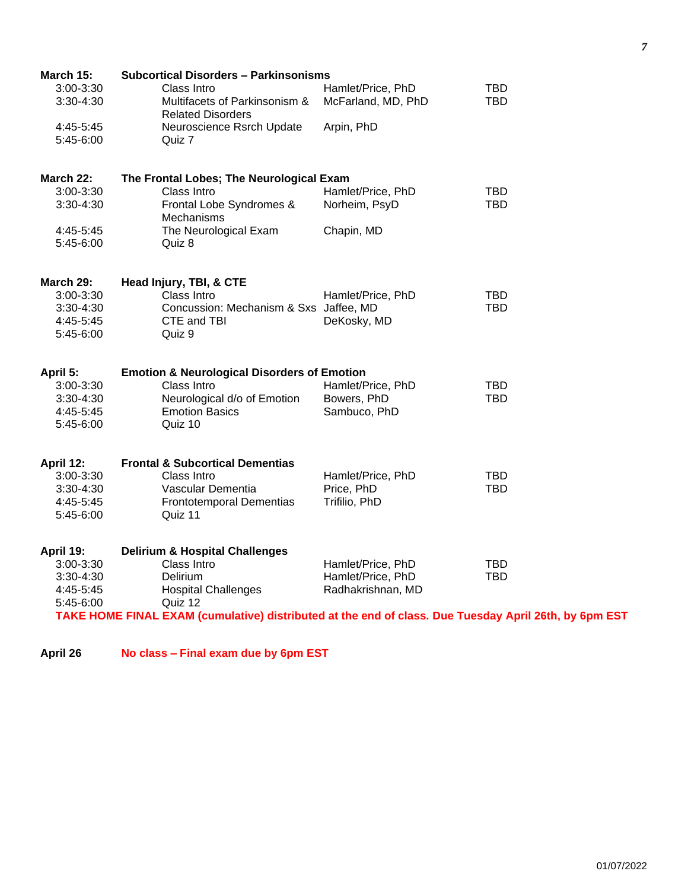**March 15: Subcortical Disorders – Parkinsonisms**

| | | | |
|---|---|---|---|
| 3:00-3:30 | Class Intro | Hamlet/Price, PhD | TBD |
| 3:30-4:30 | Multifacets of Parkinsonism & Related Disorders | McFarland, MD, PhD | TBD |
| 4:45-5:45 | Neuroscience Rsrch Update | Arpin, PhD | |
| 5:45-6:00 | Quiz 7 | | |

**March 22: The Frontal Lobes; The Neurological Exam**

| | | | |
|---|---|---|---|
| 3:00-3:30 | Class Intro | Hamlet/Price, PhD | TBD |
| 3:30-4:30 | Frontal Lobe Syndromes & Mechanisms | Norheim, PsyD | TBD |
| 4:45-5:45 | The Neurological Exam | Chapin, MD | |
| 5:45-6:00 | Quiz 8 | | |

**March 29: Head Injury, TBI, & CTE**

| | | | |
|---|---|---|---|
| 3:00-3:30 | Class Intro | Hamlet/Price, PhD | TBD |
| 3:30-4:30 | Concussion: Mechanism & Sxs | Jaffee, MD | TBD |
| 4:45-5:45 | CTE and TBI | DeKosky, MD | |
| 5:45-6:00 | Quiz 9 | | |

**April 5: Emotion & Neurological Disorders of Emotion**

| | | | |
|---|---|---|---|
| 3:00-3:30 | Class Intro | Hamlet/Price, PhD | TBD |
| 3:30-4:30 | Neurological d/o of Emotion | Bowers, PhD | TBD |
| 4:45-5:45 | Emotion Basics | Sambuco, PhD | |
| 5:45-6:00 | Quiz 10 | | |

**April 12: Frontal & Subcortical Dementias**

| | | | |
|---|---|---|---|
| 3:00-3:30 | Class Intro | Hamlet/Price, PhD | TBD |
| 3:30-4:30 | Vascular Dementia | Price, PhD | TBD |
| 4:45-5:45 | Frontotemporal Dementias | Trifilio, PhD | |
| 5:45-6:00 | Quiz 11 | | |

**April 19: Delirium & Hospital Challenges**

| | | | |
|---|---|---|---|
| 3:00-3:30 | Class Intro | Hamlet/Price, PhD | TBD |
| 3:30-4:30 | Delirium | Hamlet/Price, PhD | TBD |
| 4:45-5:45 | Hospital Challenges | Radhakrishnan, MD | |
| 5:45-6:00 | Quiz 12 | | |

**TAKE HOME FINAL EXAM (cumulative) distributed at the end of class. Due Tuesday April 26th, by 6pm EST**

**April 26** **No class – Final exam due by 6pm EST**

01/07/2022